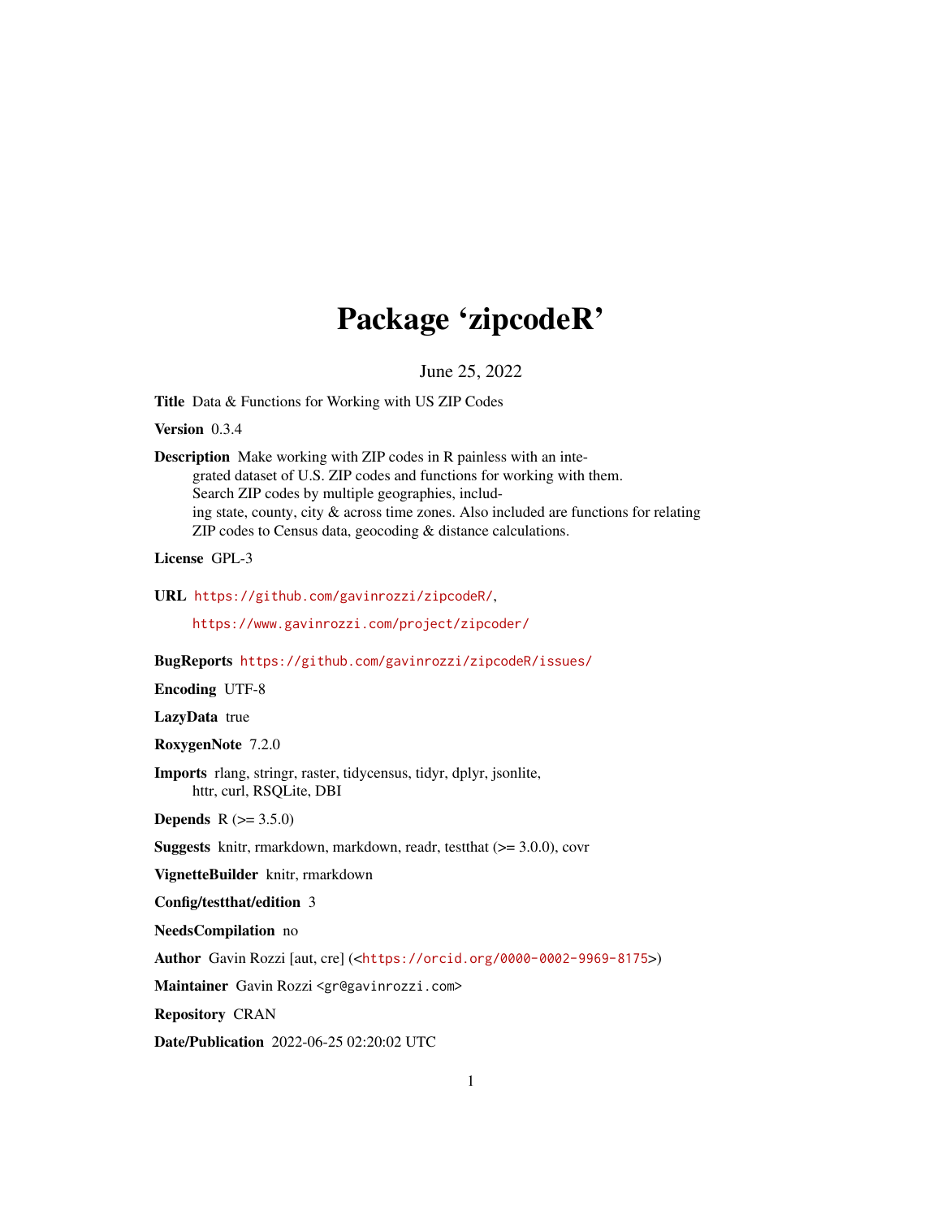# Package 'zipcodeR'

June 25, 2022

**Title** Data & Functions for Working with US ZIP Codes

**Version** 0.3.4

**Description** Make working with ZIP codes in R painless with an integrated dataset of U.S. ZIP codes and functions for working with them. Search ZIP codes by multiple geographies, including state, county, city & across time zones. Also included are functions for relating ZIP codes to Census data, geocoding & distance calculations.

**License** GPL-3

**URL** https://github.com/gavinrozzi/zipcodeR/,
https://www.gavinrozzi.com/project/zipcoder/

**BugReports** https://github.com/gavinrozzi/zipcodeR/issues/

**Encoding** UTF-8

**LazyData** true

**RoxygenNote** 7.2.0

**Imports** rlang, stringr, raster, tidycensus, tidyr, dplyr, jsonlite, httr, curl, RSQLite, DBI

**Depends** R (>= 3.5.0)

**Suggests** knitr, rmarkdown, markdown, readr, testthat (>= 3.0.0), covr

**VignetteBuilder** knitr, rmarkdown

**Config/testthat/edition** 3

**NeedsCompilation** no

**Author** Gavin Rozzi [aut, cre] (<https://orcid.org/0000-0002-9969-8175>)

**Maintainer** Gavin Rozzi <gr@gavinrozzi.com>

**Repository** CRAN

**Date/Publication** 2022-06-25 02:20:02 UTC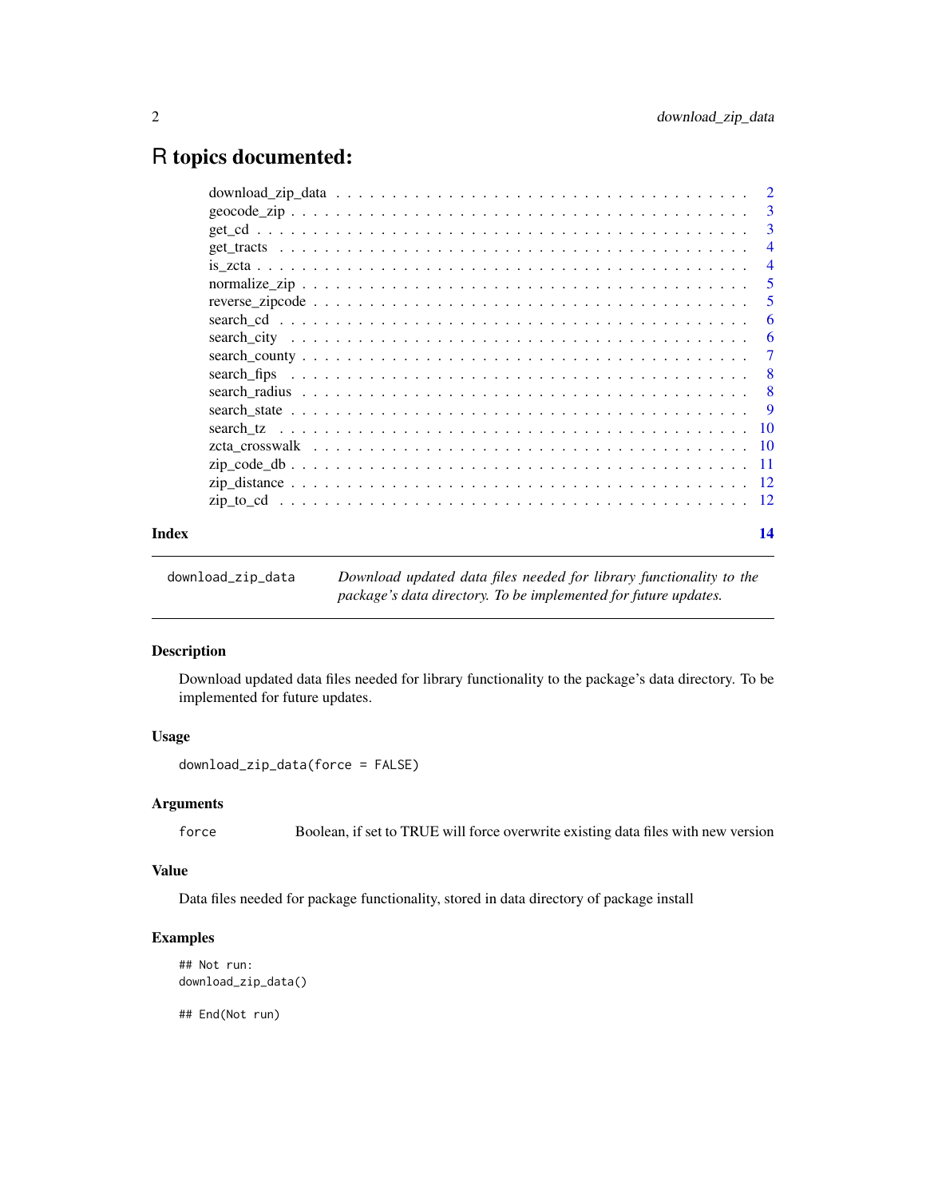# R topics documented:

| | |
|---|---|
| download_zip_data | 2 |
| geocode_zip | 3 |
| get_cd | 3 |
| get_tracts | 4 |
| is_zcta | 4 |
| normalize_zip | 5 |
| reverse_zipcode | 5 |
| search_cd | 6 |
| search_city | 6 |
| search_county | 7 |
| search_fips | 8 |
| search_radius | 8 |
| search_state | 9 |
| search_tz | 10 |
| zcta_crosswalk | 10 |
| zip_code_db | 11 |
| zip_distance | 12 |
| zip_to_cd | 12 |

**Index** 14

---

`download_zip_data` *Download updated data files needed for library functionality to the package's data directory. To be implemented for future updates.*

---

## Description

Download updated data files needed for library functionality to the package's data directory. To be implemented for future updates.

## Usage

```
download_zip_data(force = FALSE)
```

## Arguments

`force` Boolean, if set to TRUE will force overwrite existing data files with new version

## Value

Data files needed for package functionality, stored in data directory of package install

## Examples

```
## Not run:
download_zip_data()

## End(Not run)
```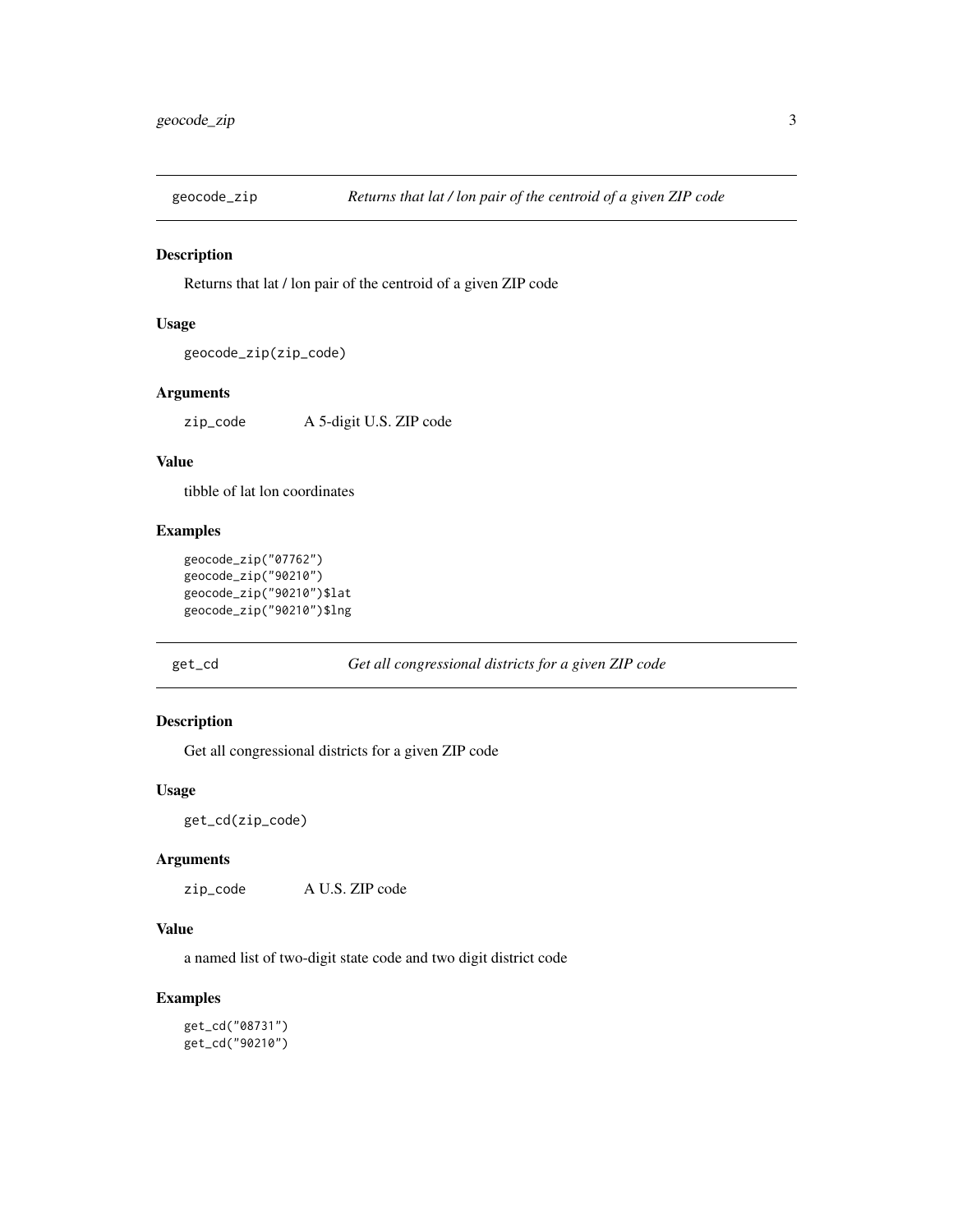## geocode_zip — *Returns that lat / lon pair of the centroid of a given ZIP code*

### Description

Returns that lat / lon pair of the centroid of a given ZIP code

### Usage

```
geocode_zip(zip_code)
```

### Arguments

| | |
|---|---|
| `zip_code` | A 5-digit U.S. ZIP code |

### Value

tibble of lat lon coordinates

### Examples

```
geocode_zip("07762")
geocode_zip("90210")
geocode_zip("90210")$lat
geocode_zip("90210")$lng
```

## get_cd — *Get all congressional districts for a given ZIP code*

### Description

Get all congressional districts for a given ZIP code

### Usage

```
get_cd(zip_code)
```

### Arguments

| | |
|---|---|
| `zip_code` | A U.S. ZIP code |

### Value

a named list of two-digit state code and two digit district code

### Examples

```
get_cd("08731")
get_cd("90210")
```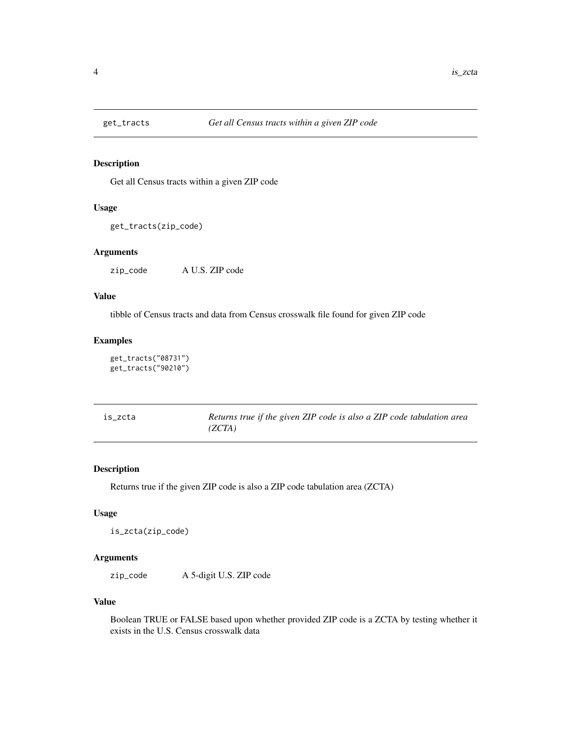## get_tracts *Get all Census tracts within a given ZIP code*

### Description

Get all Census tracts within a given ZIP code

### Usage

```
get_tracts(zip_code)
```

### Arguments

| | |
|---|---|
| `zip_code` | A U.S. ZIP code |

### Value

tibble of Census tracts and data from Census crosswalk file found for given ZIP code

### Examples

```
get_tracts("08731")
get_tracts("90210")
```

## is_zcta *Returns true if the given ZIP code is also a ZIP code tabulation area (ZCTA)*

### Description

Returns true if the given ZIP code is also a ZIP code tabulation area (ZCTA)

### Usage

```
is_zcta(zip_code)
```

### Arguments

| | |
|---|---|
| `zip_code` | A 5-digit U.S. ZIP code |

### Value

Boolean TRUE or FALSE based upon whether provided ZIP code is a ZCTA by testing whether it exists in the U.S. Census crosswalk data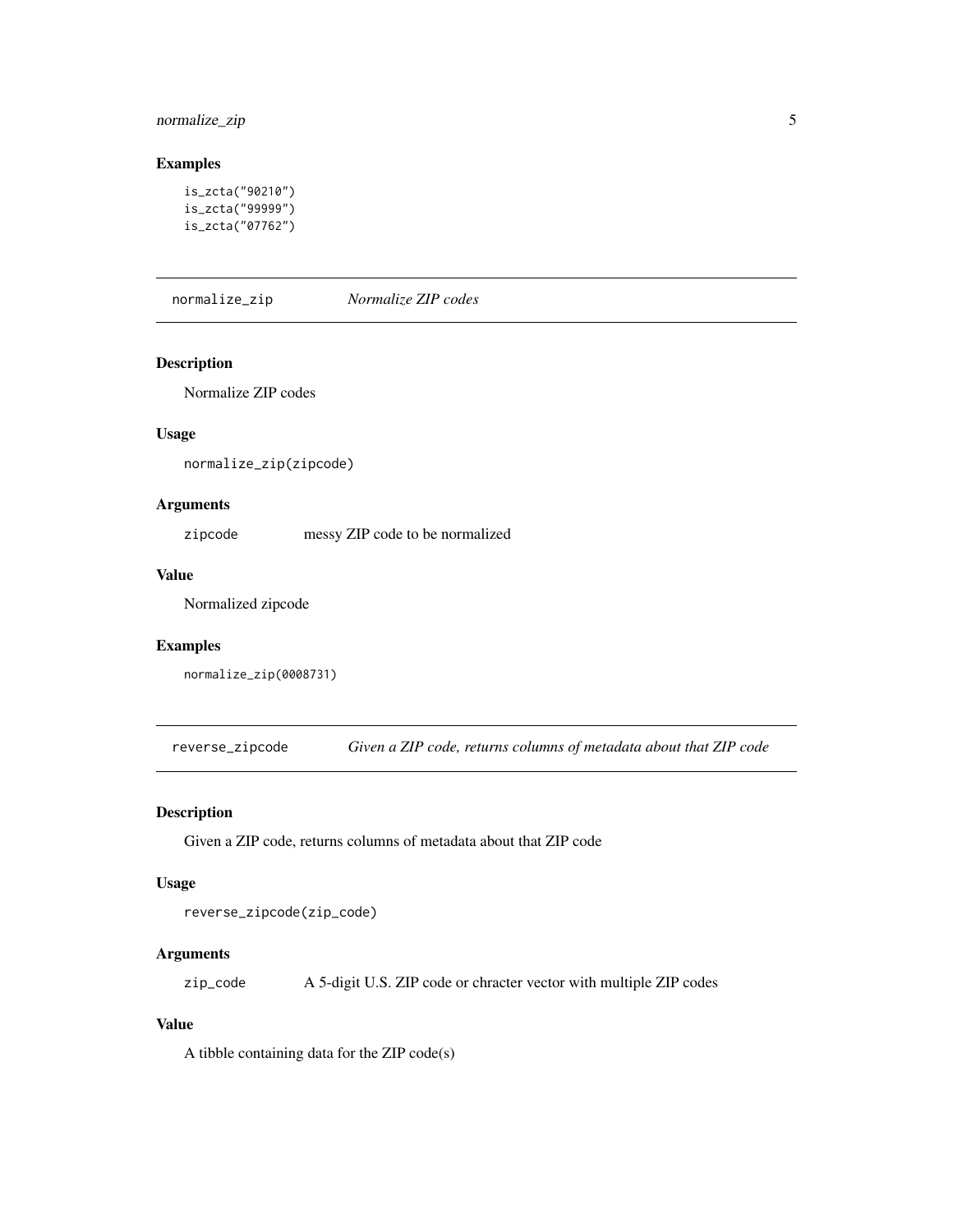### Examples

```
is_zcta("90210")
is_zcta("99999")
is_zcta("07762")
```

---

## normalize_zip *Normalize ZIP codes*

### Description

Normalize ZIP codes

### Usage

```
normalize_zip(zipcode)
```

### Arguments

| | |
|---|---|
| zipcode | messy ZIP code to be normalized |

### Value

Normalized zipcode

### Examples

```
normalize_zip(0008731)
```

---

## reverse_zipcode *Given a ZIP code, returns columns of metadata about that ZIP code*

### Description

Given a ZIP code, returns columns of metadata about that ZIP code

### Usage

```
reverse_zipcode(zip_code)
```

### Arguments

| | |
|---|---|
| zip_code | A 5-digit U.S. ZIP code or chracter vector with multiple ZIP codes |

### Value

A tibble containing data for the ZIP code(s)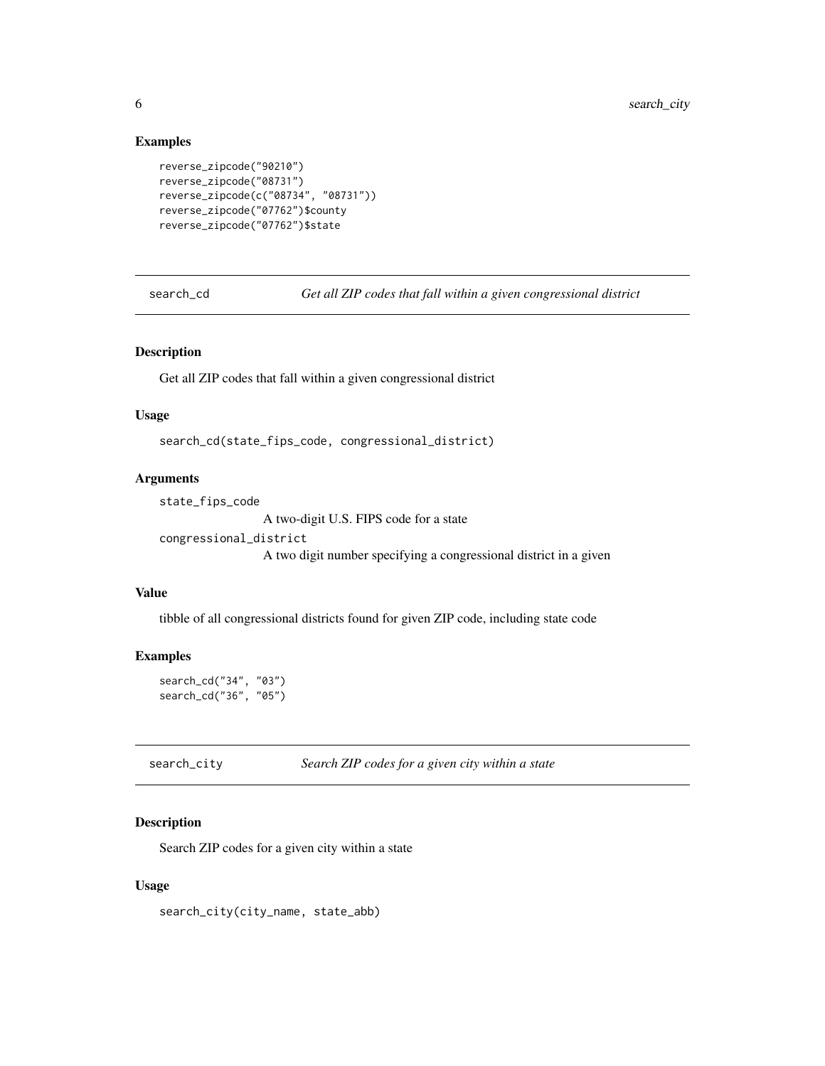### Examples

```
reverse_zipcode("90210")
reverse_zipcode("08731")
reverse_zipcode(c("08734", "08731"))
reverse_zipcode("07762")$county
reverse_zipcode("07762")$state
```

---

## search_cd — *Get all ZIP codes that fall within a given congressional district*

### Description

Get all ZIP codes that fall within a given congressional district

### Usage

```
search_cd(state_fips_code, congressional_district)
```

### Arguments

`state_fips_code`
: A two-digit U.S. FIPS code for a state

`congressional_district`
: A two digit number specifying a congressional district in a given

### Value

tibble of all congressional districts found for given ZIP code, including state code

### Examples

```
search_cd("34", "03")
search_cd("36", "05")
```

---

## search_city — *Search ZIP codes for a given city within a state*

### Description

Search ZIP codes for a given city within a state

### Usage

```
search_city(city_name, state_abb)
```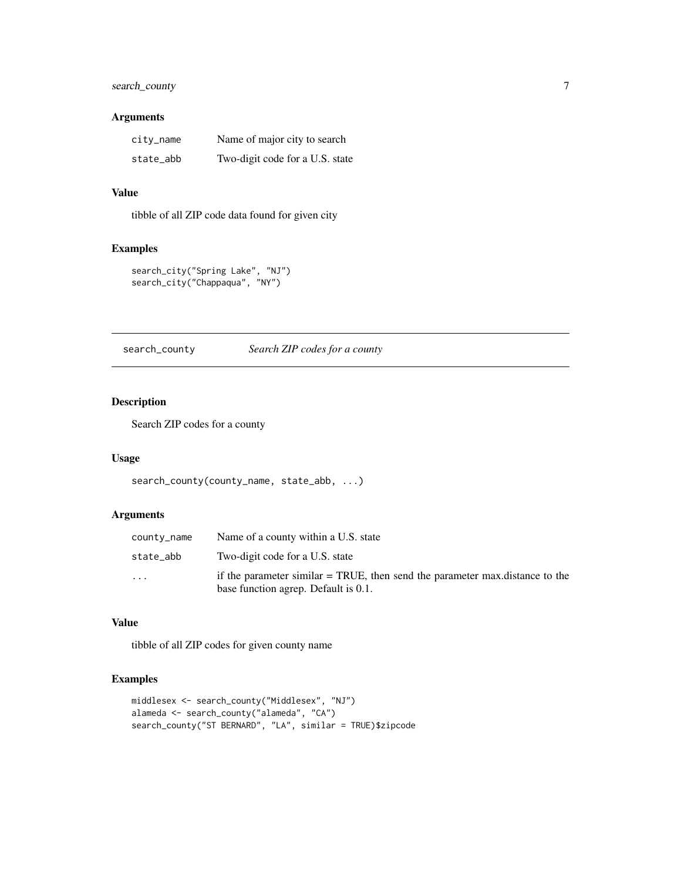### Arguments

| | |
|---|---|
| `city_name` | Name of major city to search |
| `state_abb` | Two-digit code for a U.S. state |

### Value

tibble of all ZIP code data found for given city

### Examples

```
search_city("Spring Lake", "NJ")
search_city("Chappaqua", "NY")
```

---

## search_county    *Search ZIP codes for a county*

---

### Description

Search ZIP codes for a county

### Usage

```
search_county(county_name, state_abb, ...)
```

### Arguments

| | |
|---|---|
| `county_name` | Name of a county within a U.S. state |
| `state_abb` | Two-digit code for a U.S. state |
| `...` | if the parameter similar = TRUE, then send the parameter max.distance to the base function agrep. Default is 0.1. |

### Value

tibble of all ZIP codes for given county name

### Examples

```
middlesex <- search_county("Middlesex", "NJ")
alameda <- search_county("alameda", "CA")
search_county("ST BERNARD", "LA", similar = TRUE)$zipcode
```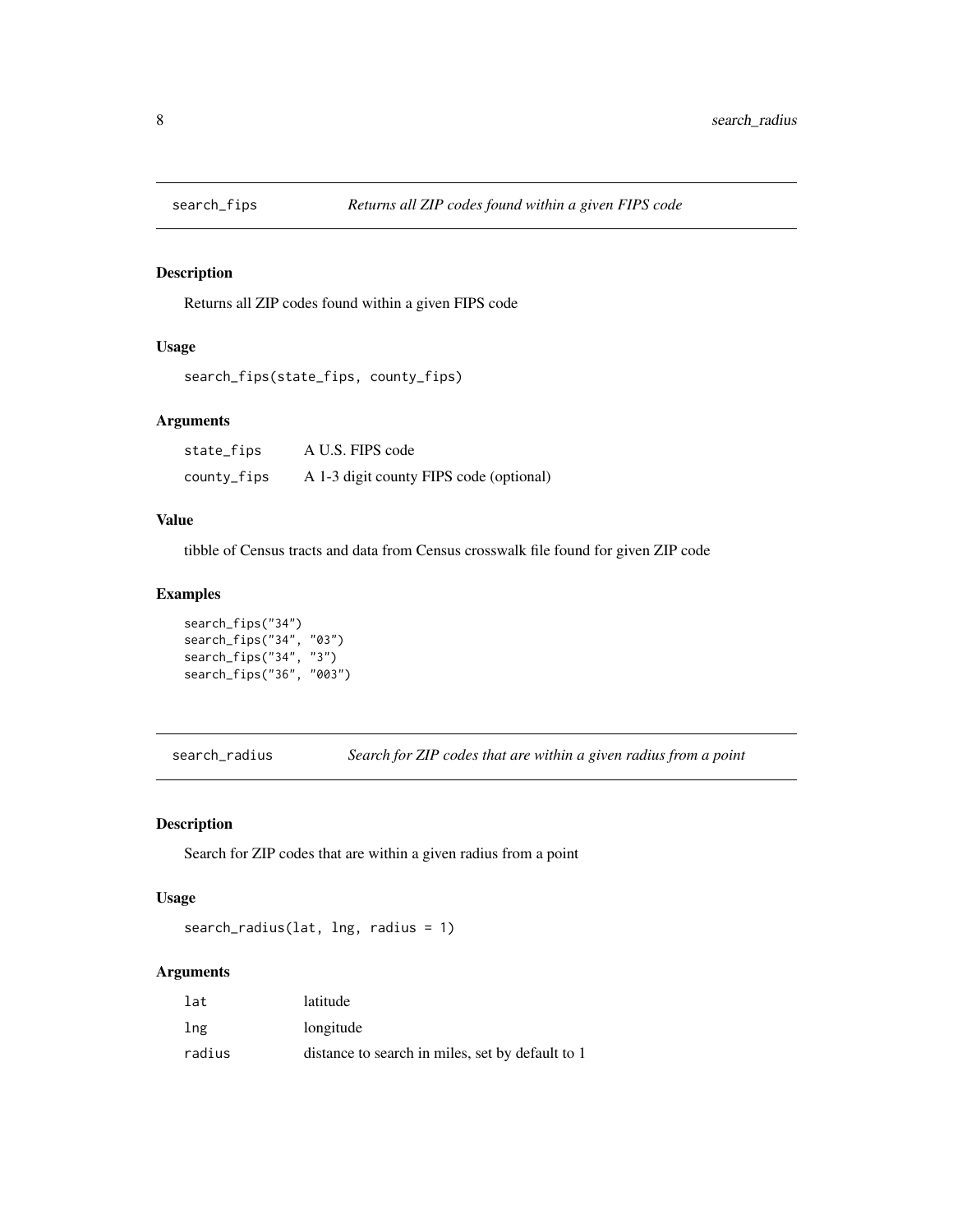## search_fips *Returns all ZIP codes found within a given FIPS code*

### Description

Returns all ZIP codes found within a given FIPS code

### Usage

```
search_fips(state_fips, county_fips)
```

### Arguments

| | |
|---|---|
| state_fips | A U.S. FIPS code |
| county_fips | A 1-3 digit county FIPS code (optional) |

### Value

tibble of Census tracts and data from Census crosswalk file found for given ZIP code

### Examples

```
search_fips("34")
search_fips("34", "03")
search_fips("34", "3")
search_fips("36", "003")
```

## search_radius *Search for ZIP codes that are within a given radius from a point*

### Description

Search for ZIP codes that are within a given radius from a point

### Usage

```
search_radius(lat, lng, radius = 1)
```

### Arguments

| | |
|---|---|
| lat | latitude |
| lng | longitude |
| radius | distance to search in miles, set by default to 1 |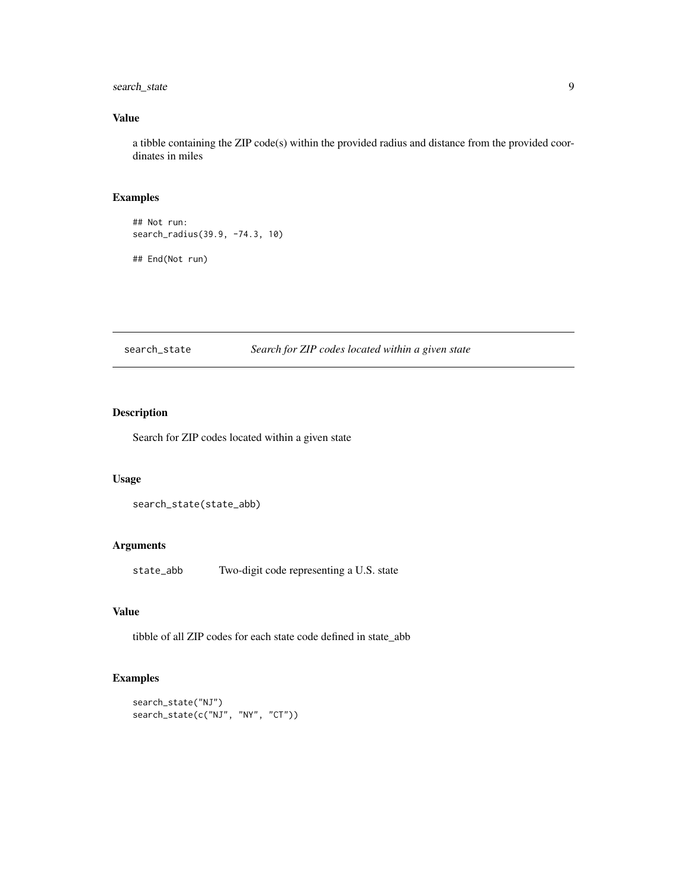### Value

a tibble containing the ZIP code(s) within the provided radius and distance from the provided coordinates in miles

### Examples

```
## Not run:
search_radius(39.9, -74.3, 10)

## End(Not run)
```

---

## search_state — *Search for ZIP codes located within a given state*

### Description

Search for ZIP codes located within a given state

### Usage

```
search_state(state_abb)
```

### Arguments

| | |
|---|---|
| state_abb | Two-digit code representing a U.S. state |

### Value

tibble of all ZIP codes for each state code defined in state_abb

### Examples

```
search_state("NJ")
search_state(c("NJ", "NY", "CT"))
```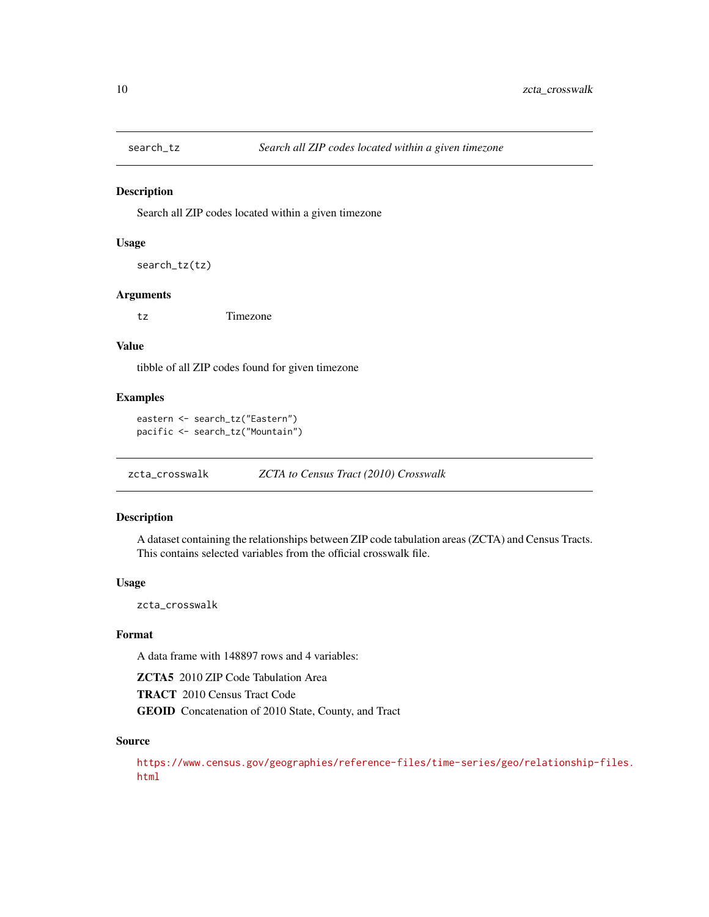## search_tz — *Search all ZIP codes located within a given timezone*

### Description

Search all ZIP codes located within a given timezone

### Usage

```
search_tz(tz)
```

### Arguments

| | |
|---|---|
| `tz` | Timezone |

### Value

tibble of all ZIP codes found for given timezone

### Examples

```
eastern <- search_tz("Eastern")
pacific <- search_tz("Mountain")
```

## zcta_crosswalk — *ZCTA to Census Tract (2010) Crosswalk*

### Description

A dataset containing the relationships between ZIP code tabulation areas (ZCTA) and Census Tracts. This contains selected variables from the official crosswalk file.

### Usage

```
zcta_crosswalk
```

### Format

A data frame with 148897 rows and 4 variables:

**ZCTA5** 2010 ZIP Code Tabulation Area

**TRACT** 2010 Census Tract Code

**GEOID** Concatenation of 2010 State, County, and Tract

### Source

https://www.census.gov/geographies/reference-files/time-series/geo/relationship-files.html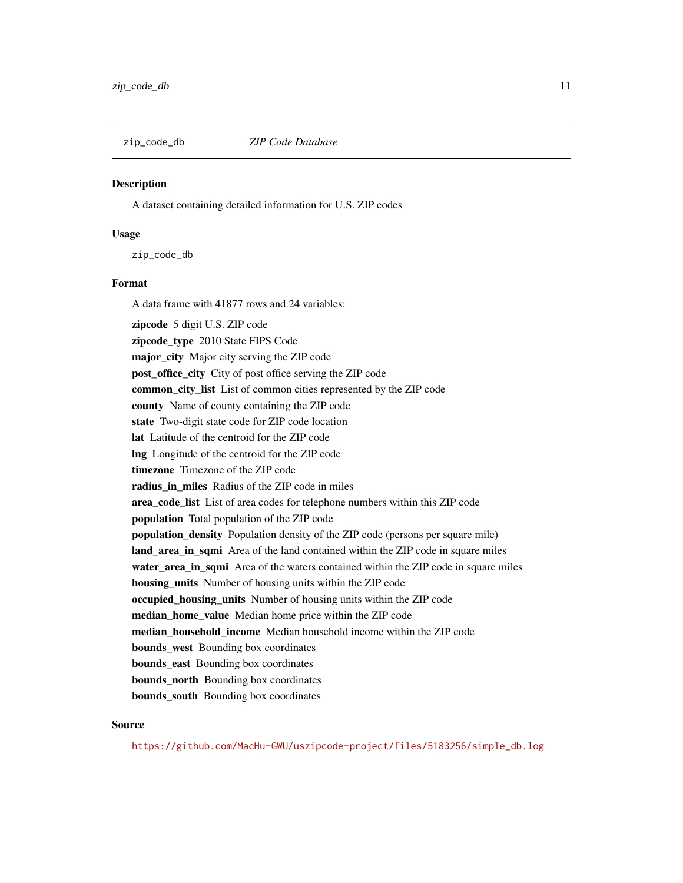## zip_code_db — *ZIP Code Database*

### Description

A dataset containing detailed information for U.S. ZIP codes

### Usage

```
zip_code_db
```

### Format

A data frame with 41877 rows and 24 variables:

**zipcode** 5 digit U.S. ZIP code

**zipcode_type** 2010 State FIPS Code

**major_city** Major city serving the ZIP code

**post_office_city** City of post office serving the ZIP code

**common_city_list** List of common cities represented by the ZIP code

**county** Name of county containing the ZIP code

**state** Two-digit state code for ZIP code location

**lat** Latitude of the centroid for the ZIP code

**lng** Longitude of the centroid for the ZIP code

**timezone** Timezone of the ZIP code

**radius_in_miles** Radius of the ZIP code in miles

**area_code_list** List of area codes for telephone numbers within this ZIP code

**population** Total population of the ZIP code

**population_density** Population density of the ZIP code (persons per square mile)

**land_area_in_sqmi** Area of the land contained within the ZIP code in square miles

**water_area_in_sqmi** Area of the waters contained within the ZIP code in square miles

**housing_units** Number of housing units within the ZIP code

**occupied_housing_units** Number of housing units within the ZIP code

**median_home_value** Median home price within the ZIP code

**median_household_income** Median household income within the ZIP code

**bounds_west** Bounding box coordinates

**bounds_east** Bounding box coordinates

**bounds_north** Bounding box coordinates

**bounds_south** Bounding box coordinates

### Source

https://github.com/MacHu-GWU/uszipcode-project/files/5183256/simple_db.log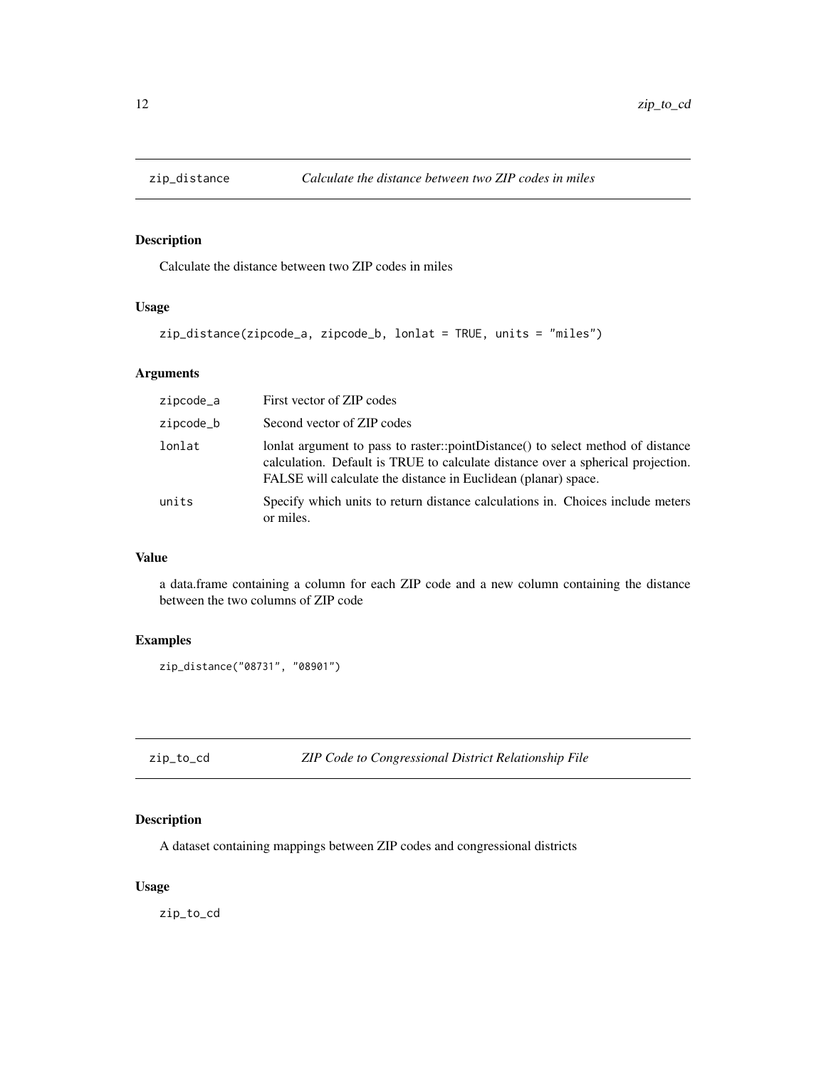## zip_distance *Calculate the distance between two ZIP codes in miles*

### Description

Calculate the distance between two ZIP codes in miles

### Usage

```
zip_distance(zipcode_a, zipcode_b, lonlat = TRUE, units = "miles")
```

### Arguments

| | |
|---|---|
| zipcode_a | First vector of ZIP codes |
| zipcode_b | Second vector of ZIP codes |
| lonlat | lonlat argument to pass to raster::pointDistance() to select method of distance calculation. Default is TRUE to calculate distance over a spherical projection. FALSE will calculate the distance in Euclidean (planar) space. |
| units | Specify which units to return distance calculations in. Choices include meters or miles. |

### Value

a data.frame containing a column for each ZIP code and a new column containing the distance between the two columns of ZIP code

### Examples

```
zip_distance("08731", "08901")
```

## zip_to_cd *ZIP Code to Congressional District Relationship File*

### Description

A dataset containing mappings between ZIP codes and congressional districts

### Usage

```
zip_to_cd
```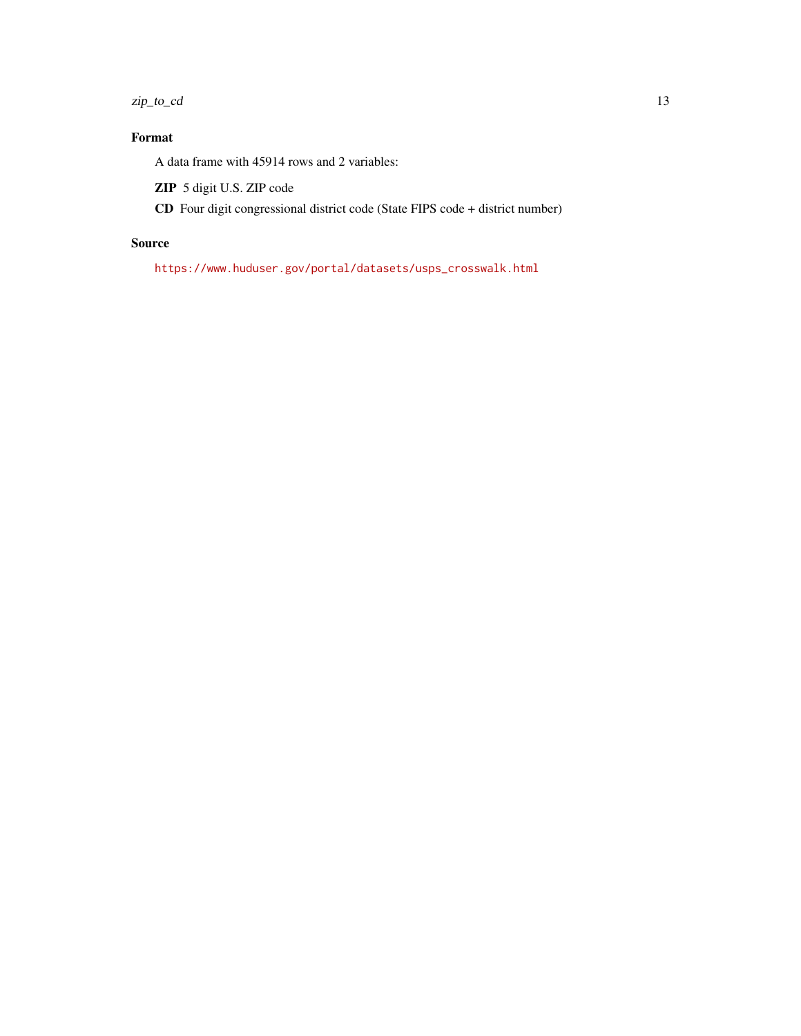### Format

A data frame with 45914 rows and 2 variables:

**ZIP** 5 digit U.S. ZIP code

**CD** Four digit congressional district code (State FIPS code + district number)

### Source

https://www.huduser.gov/portal/datasets/usps_crosswalk.html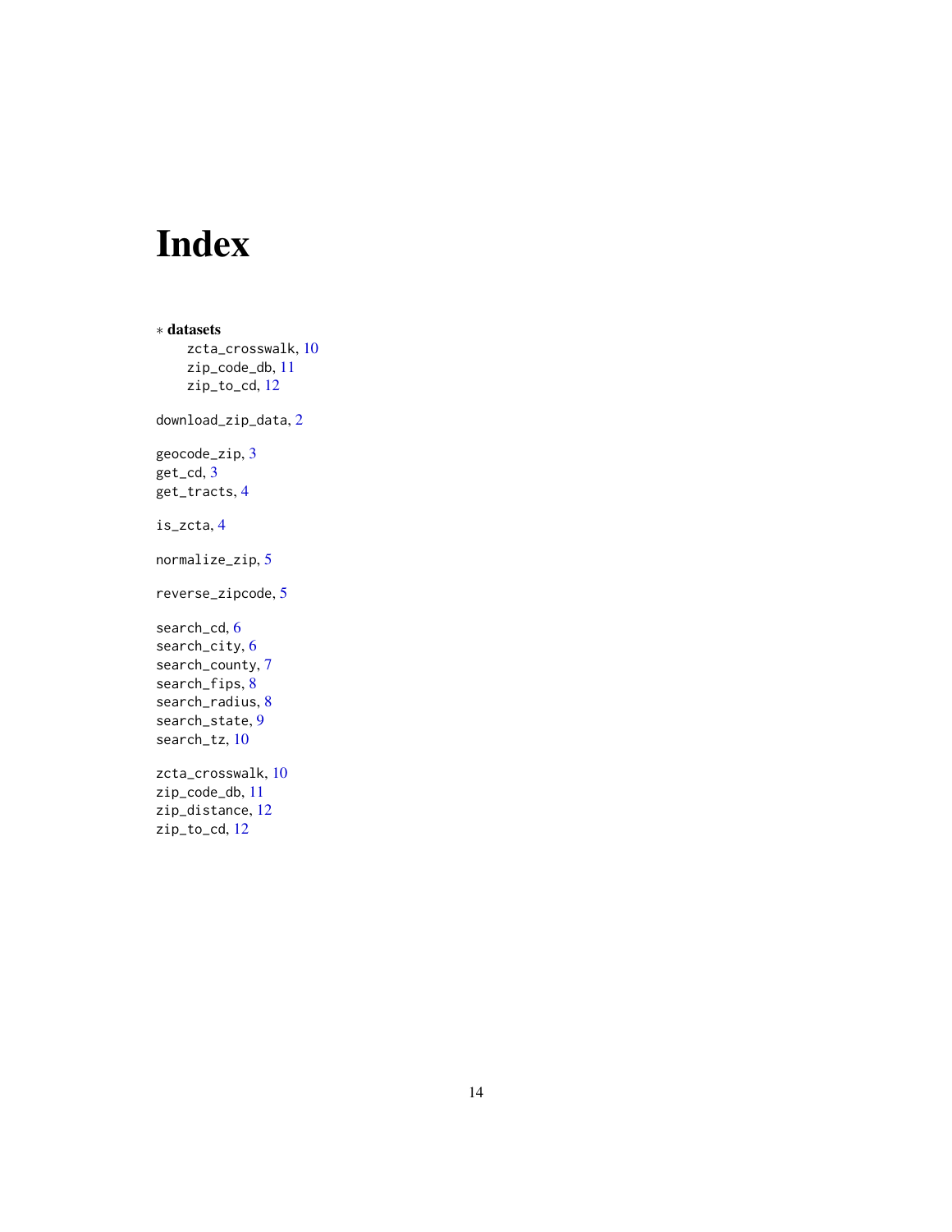# Index

∗ **datasets**
  zcta_crosswalk, 10
  zip_code_db, 11
  zip_to_cd, 12

download_zip_data, 2

geocode_zip, 3
get_cd, 3
get_tracts, 4

is_zcta, 4

normalize_zip, 5

reverse_zipcode, 5

search_cd, 6
search_city, 6
search_county, 7
search_fips, 8
search_radius, 8
search_state, 9
search_tz, 10

zcta_crosswalk, 10
zip_code_db, 11
zip_distance, 12
zip_to_cd, 12